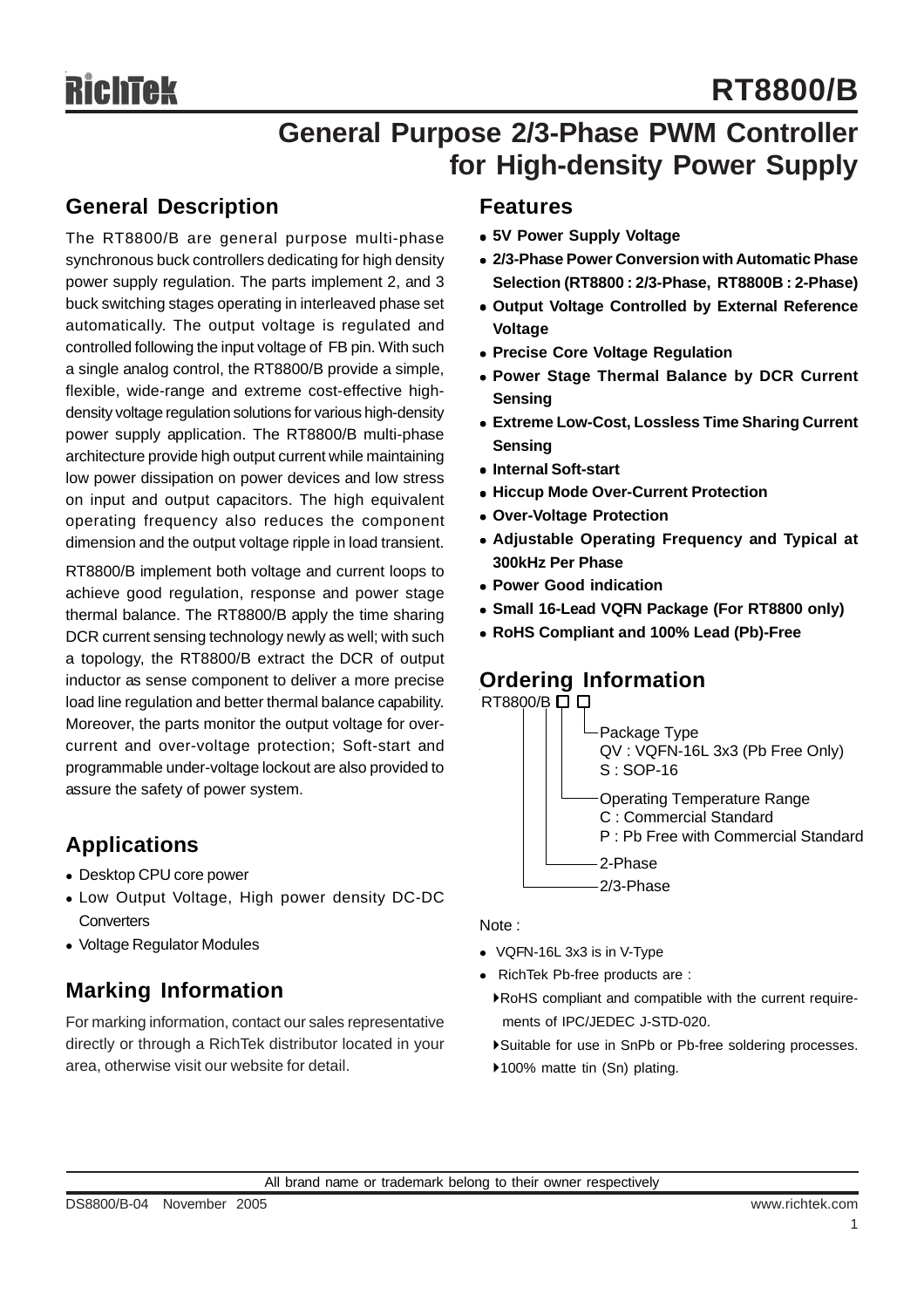RichTek

# RT8800/B

## General Purpose 2/3-Phase PWM Controller for High-density Power Supply

### General Description

The RT8800/B are general purpose multi-phase synchronous buck controllers dedicating for high density power supply regulation. The parts implement 2, and 3 buck switching stages operating in interleaved phase set automatically. The output voltage is regulated and controlled following the input voltage of FB pin. With such a single analog control, the RT8800/B provide a simple, flexible, wide-range and extreme cost-effective high-density voltage regulation solutions for various high-density power supply application. The RT8800/B multi-phase architecture provide high output current while maintaining low power dissipation on power devices and low stress on input and output capacitors. The high equivalent operating frequency also reduces the component dimension and the output voltage ripple in load transient.

RT8800/B implement both voltage and current loops to achieve good regulation, response and power stage thermal balance. The RT8800/B apply the time sharing DCR current sensing technology newly as well; with such a topology, the RT8800/B extract the DCR of output inductor as sense component to deliver a more precise load line regulation and better thermal balance capability. Moreover, the parts monitor the output voltage for over-current and over-voltage protection; Soft-start and programmable under-voltage lockout are also provided to assure the safety of power system.

### Applications

- Desktop CPU core power
- Low Output Voltage, High power density DC-DC Converters
- Voltage Regulator Modules

### Marking Information

For marking information, contact our sales representative directly or through a RichTek distributor located in your area, otherwise visit our website for detail.

### Features

- **5V Power Supply Voltage**
- **2/3-Phase Power Conversion with Automatic Phase Selection (RT8800 : 2/3-Phase, RT8800B : 2-Phase)**
- **Output Voltage Controlled by External Reference Voltage**
- **Precise Core Voltage Regulation**
- **Power Stage Thermal Balance by DCR Current Sensing**
- **Extreme Low-Cost, Lossless Time Sharing Current Sensing**
- **Internal Soft-start**
- **Hiccup Mode Over-Current Protection**
- **Over-Voltage Protection**
- **Adjustable Operating Frequency and Typical at 300kHz Per Phase**
- **Power Good indication**
- **Small 16-Lead VQFN Package (For RT8800 only)**
- **RoHS Compliant and 100% Lead (Pb)-Free**

### Ordering Information

RT8800/B □ □

- Package Type
  - QV : VQFN-16L 3x3 (Pb Free Only)
  - S : SOP-16
- Operating Temperature Range
  - C : Commercial Standard
  - P : Pb Free with Commercial Standard
- 2-Phase
- 2/3-Phase

Note :

- VQFN-16L 3x3 is in V-Type
- RichTek Pb-free products are :
  - ▸RoHS compliant and compatible with the current requirements of IPC/JEDEC J-STD-020.
  - ▸Suitable for use in SnPb or Pb-free soldering processes.
  - ▸100% matte tin (Sn) plating.

All brand name or trademark belong to their owner respectively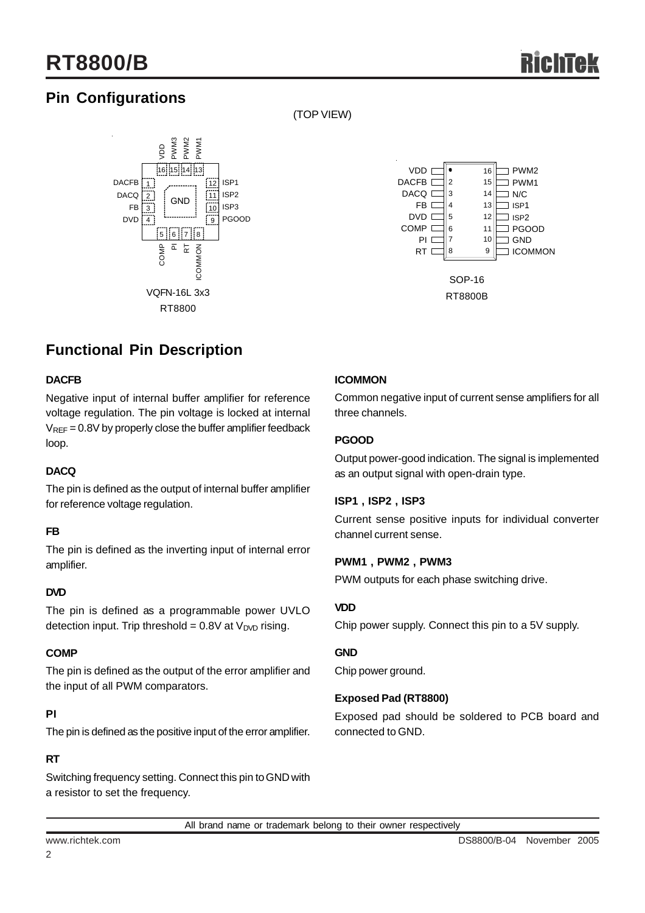## Pin Configurations

(TOP VIEW)

VQFN-16L 3x3
RT8800

| Pin | Name |
|---|---|
| 1 | DACFB |
| 2 | DACQ |
| 3 | FB |
| 4 | DVD |
| 5 | COMP |
| 6 | PI |
| 7 | RT |
| 8 | ICOMMON |
| 9 | PGOOD |
| 10 | ISP3 |
| 11 | ISP2 |
| 12 | ISP1 |
| 13 | PWM1 |
| 14 | PWM2 |
| 15 | PWM3 |
| 16 | VDD |
| Exposed Pad | GND |

SOP-16
RT8800B

| Pin | Name | Pin | Name |
|---|---|---|---|
| 1 | VDD | 16 | PWM2 |
| 2 | DACFB | 15 | PWM1 |
| 3 | DACQ | 14 | N/C |
| 4 | FB | 13 | ISP1 |
| 5 | DVD | 12 | ISP2 |
| 6 | COMP | 11 | PGOOD |
| 7 | PI | 10 | GND |
| 8 | RT | 9 | ICOMMON |

## Functional Pin Description

**DACFB**

Negative input of internal buffer amplifier for reference voltage regulation. The pin voltage is locked at internal $V_{REF}$ = 0.8V by properly close the buffer amplifier feedback loop.

**DACQ**

The pin is defined as the output of internal buffer amplifier for reference voltage regulation.

**FB**

The pin is defined as the inverting input of internal error amplifier.

**DVD**

The pin is defined as a programmable power UVLO detection input. Trip threshold = 0.8V at $V_{DVD}$ rising.

**COMP**

The pin is defined as the output of the error amplifier and the input of all PWM comparators.

**PI**

The pin is defined as the positive input of the error amplifier.

**RT**

Switching frequency setting. Connect this pin to GND with a resistor to set the frequency.

**ICOMMON**

Common negative input of current sense amplifiers for all three channels.

**PGOOD**

Output power-good indication. The signal is implemented as an output signal with open-drain type.

**ISP1 , ISP2 , ISP3**

Current sense positive inputs for individual converter channel current sense.

**PWM1 , PWM2 , PWM3**

PWM outputs for each phase switching drive.

**VDD**

Chip power supply. Connect this pin to a 5V supply.

**GND**

Chip power ground.

**Exposed Pad (RT8800)**

Exposed pad should be soldered to PCB board and connected to GND.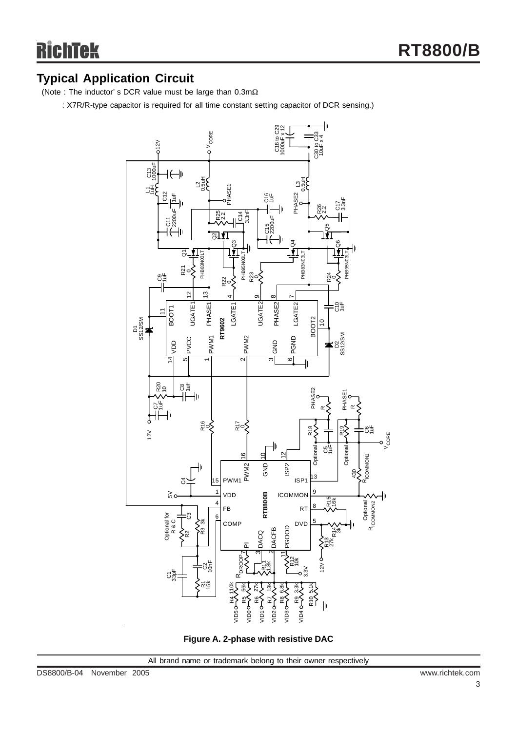## Typical Application Circuit

(Note : The inductor' s DCR value must be large than 0.3mΩ

: X7R/R-type capacitor is required for all time constant setting capacitor of DCR sensing.)

**Figure A. 2-phase with resistive DAC**

All brand name or trademark belong to their owner respectively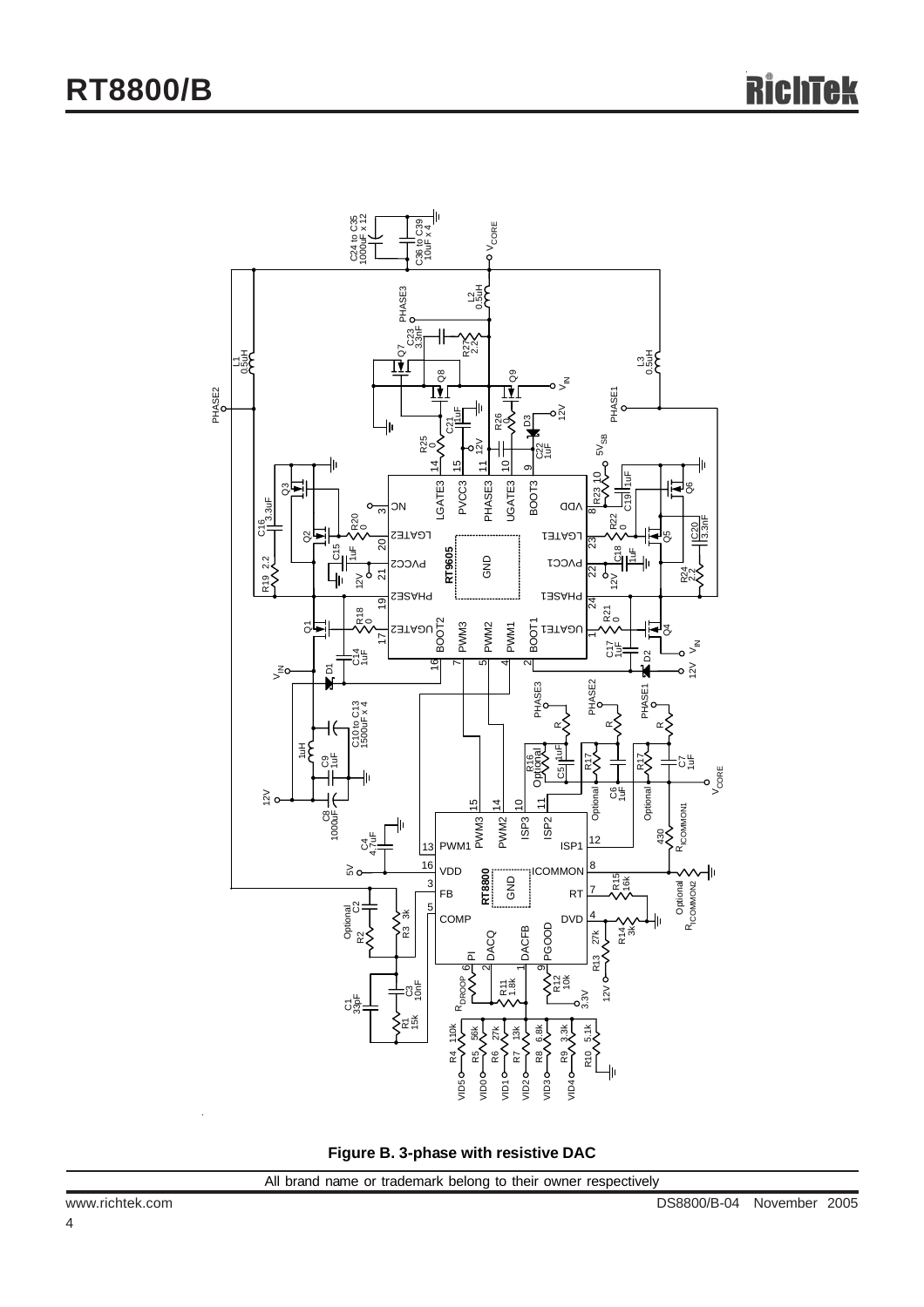Figure B. 3-phase with resistive DAC

All brand name or trademark belong to their owner respectively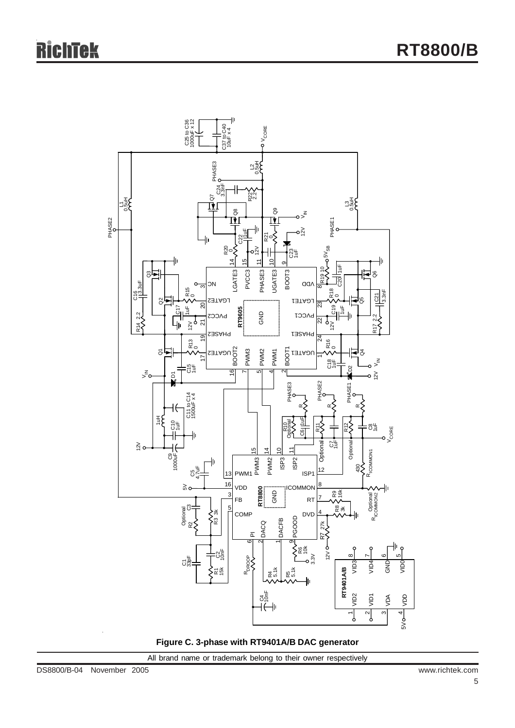Figure C. 3-phase with RT9401A/B DAC generator

All brand name or trademark belong to their owner respectively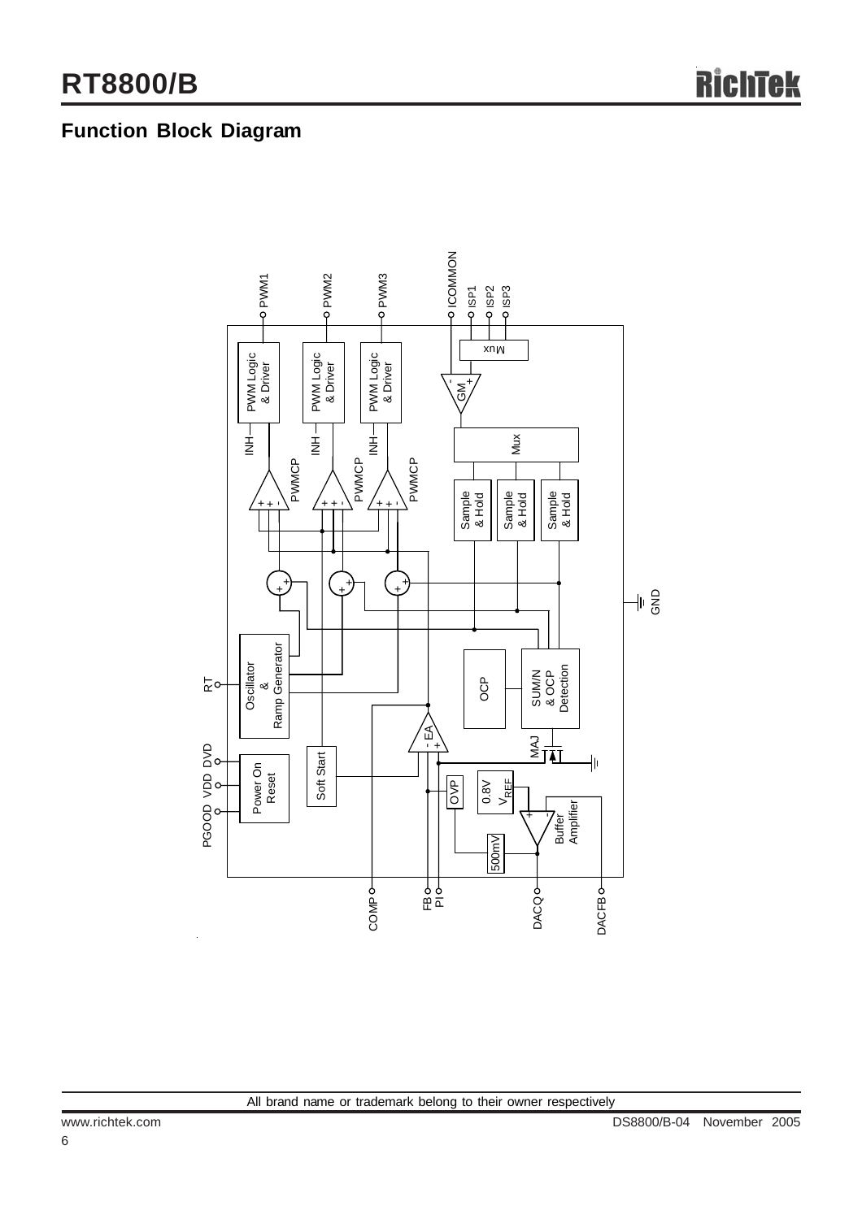## Function Block Diagram

PWM1 PWM2 PWM3 ICOMMON ISP1 ISP2 ISP3

PWM Logic & Driver | PWM Logic & Driver | PWM Logic & Driver | GM | Mux

INH | INH | INH | Mux

PWMCP | PWMCP | PWMCP

Sample & Hold | Sample & Hold | Sample & Hold

GND

RT | Oscillator & Ramp Generator | OCP | SUM/N & OCP Detection

EA | MAJ

PGOOD VDD DVD | Power On Reset | Soft Start | OVP | 0.8V $V_{REF}$ | Buffer Amplifier | 500mV

COMP FB PI DACQ DACFB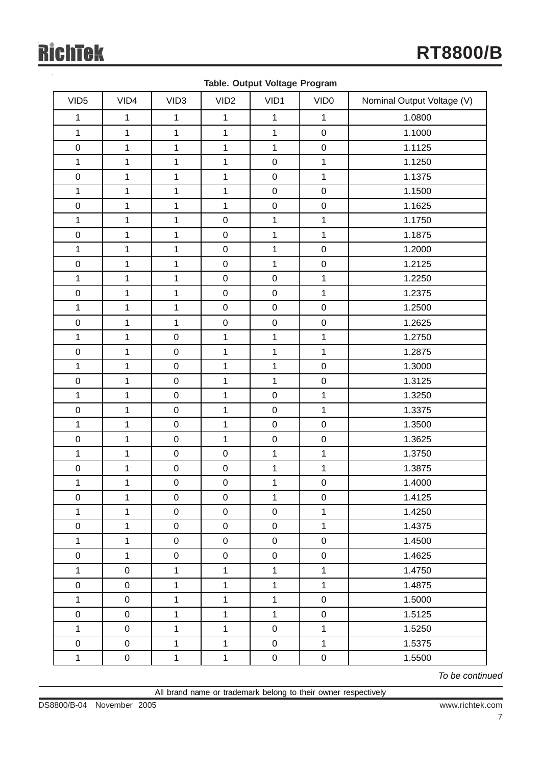**Table. Output Voltage Program**

| VID5 | VID4 | VID3 | VID2 | VID1 | VID0 | Nominal Output Voltage (V) |
|---|---|---|---|---|---|---|
| 1 | 1 | 1 | 1 | 1 | 1 | 1.0800 |
| 1 | 1 | 1 | 1 | 1 | 0 | 1.1000 |
| 0 | 1 | 1 | 1 | 1 | 0 | 1.1125 |
| 1 | 1 | 1 | 1 | 0 | 1 | 1.1250 |
| 0 | 1 | 1 | 1 | 0 | 1 | 1.1375 |
| 1 | 1 | 1 | 1 | 0 | 0 | 1.1500 |
| 0 | 1 | 1 | 1 | 0 | 0 | 1.1625 |
| 1 | 1 | 1 | 0 | 1 | 1 | 1.1750 |
| 0 | 1 | 1 | 0 | 1 | 1 | 1.1875 |
| 1 | 1 | 1 | 0 | 1 | 0 | 1.2000 |
| 0 | 1 | 1 | 0 | 1 | 0 | 1.2125 |
| 1 | 1 | 1 | 0 | 0 | 1 | 1.2250 |
| 0 | 1 | 1 | 0 | 0 | 1 | 1.2375 |
| 1 | 1 | 1 | 0 | 0 | 0 | 1.2500 |
| 0 | 1 | 1 | 0 | 0 | 0 | 1.2625 |
| 1 | 1 | 0 | 1 | 1 | 1 | 1.2750 |
| 0 | 1 | 0 | 1 | 1 | 1 | 1.2875 |
| 1 | 1 | 0 | 1 | 1 | 0 | 1.3000 |
| 0 | 1 | 0 | 1 | 1 | 0 | 1.3125 |
| 1 | 1 | 0 | 1 | 0 | 1 | 1.3250 |
| 0 | 1 | 0 | 1 | 0 | 1 | 1.3375 |
| 1 | 1 | 0 | 1 | 0 | 0 | 1.3500 |
| 0 | 1 | 0 | 1 | 0 | 0 | 1.3625 |
| 1 | 1 | 0 | 0 | 1 | 1 | 1.3750 |
| 0 | 1 | 0 | 0 | 1 | 1 | 1.3875 |
| 1 | 1 | 0 | 0 | 1 | 0 | 1.4000 |
| 0 | 1 | 0 | 0 | 1 | 0 | 1.4125 |
| 1 | 1 | 0 | 0 | 0 | 1 | 1.4250 |
| 0 | 1 | 0 | 0 | 0 | 1 | 1.4375 |
| 1 | 1 | 0 | 0 | 0 | 0 | 1.4500 |
| 0 | 1 | 0 | 0 | 0 | 0 | 1.4625 |
| 1 | 0 | 1 | 1 | 1 | 1 | 1.4750 |
| 0 | 0 | 1 | 1 | 1 | 1 | 1.4875 |
| 1 | 0 | 1 | 1 | 1 | 0 | 1.5000 |
| 0 | 0 | 1 | 1 | 1 | 0 | 1.5125 |
| 1 | 0 | 1 | 1 | 0 | 1 | 1.5250 |
| 0 | 0 | 1 | 1 | 0 | 1 | 1.5375 |
| 1 | 0 | 1 | 1 | 0 | 0 | 1.5500 |

*To be continued*

All brand name or trademark belong to their owner respectively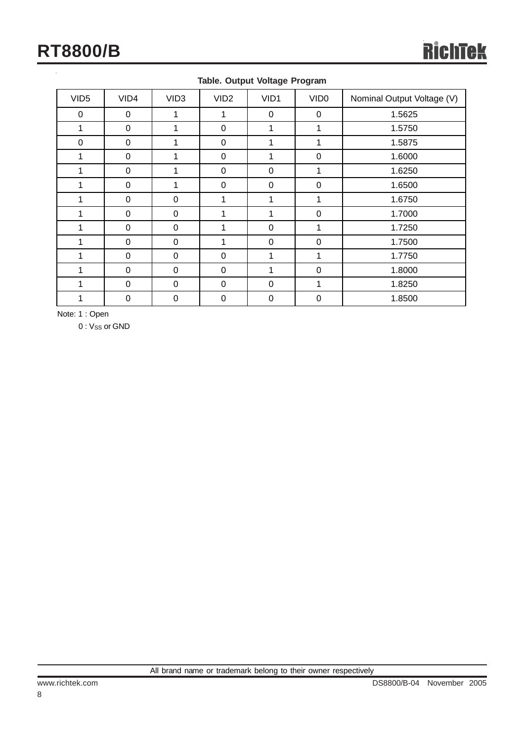**Table. Output Voltage Program**

| VID5 | VID4 | VID3 | VID2 | VID1 | VID0 | Nominal Output Voltage (V) |
|---|---|---|---|---|---|---|
| 0 | 0 | 1 | 1 | 0 | 0 | 1.5625 |
| 1 | 0 | 1 | 0 | 1 | 1 | 1.5750 |
| 0 | 0 | 1 | 0 | 1 | 1 | 1.5875 |
| 1 | 0 | 1 | 0 | 1 | 0 | 1.6000 |
| 1 | 0 | 1 | 0 | 0 | 1 | 1.6250 |
| 1 | 0 | 1 | 0 | 0 | 0 | 1.6500 |
| 1 | 0 | 0 | 1 | 1 | 1 | 1.6750 |
| 1 | 0 | 0 | 1 | 1 | 0 | 1.7000 |
| 1 | 0 | 0 | 1 | 0 | 1 | 1.7250 |
| 1 | 0 | 0 | 1 | 0 | 0 | 1.7500 |
| 1 | 0 | 0 | 0 | 1 | 1 | 1.7750 |
| 1 | 0 | 0 | 0 | 1 | 0 | 1.8000 |
| 1 | 0 | 0 | 0 | 0 | 1 | 1.8250 |
| 1 | 0 | 0 | 0 | 0 | 0 | 1.8500 |

Note: 1 : Open

0 : $V_{SS}$ or GND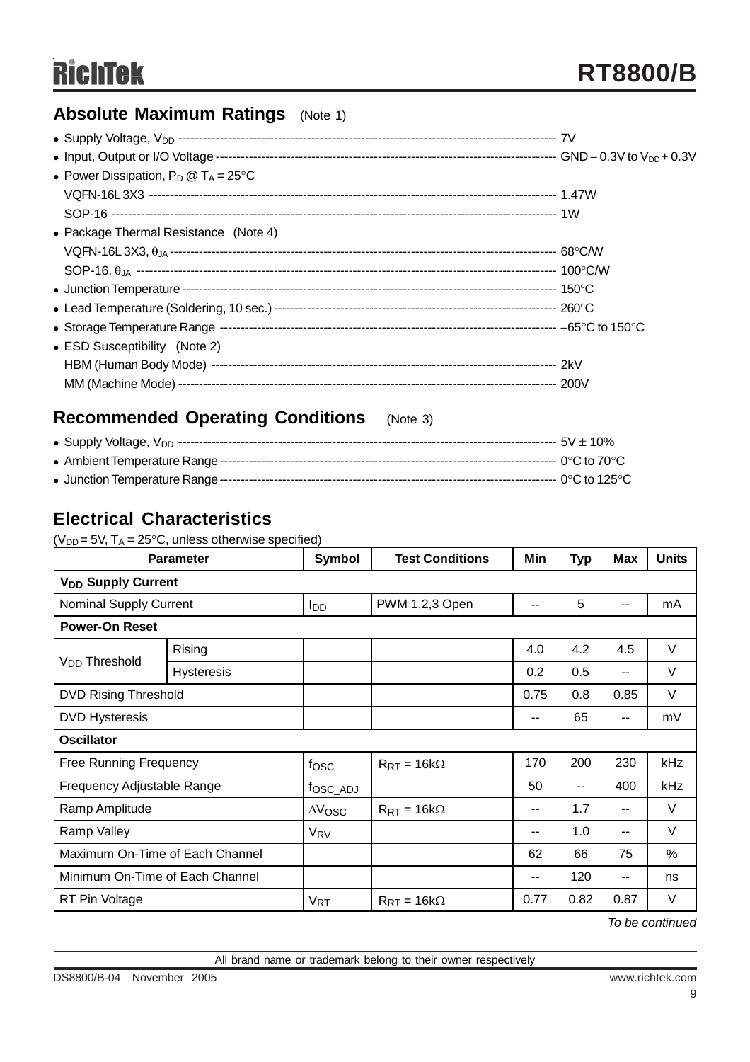## Absolute Maximum Ratings (Note 1)

- Supply Voltage, $V_{DD}$ ---------------------------------------- 7V
- Input, Output or I/O Voltage ---------------------------------------- GND − 0.3V to $V_{DD}$ + 0.3V
- Power Dissipation, $P_D$ @ $T_A$ = 25°C
  - VQFN-16L 3X3 ---------------------------------------- 1.47W
  - SOP-16 ---------------------------------------- 1W
- Package Thermal Resistance (Note 4)
  - VQFN-16L 3X3, $\theta_{JA}$ ---------------------------------------- 68°C/W
  - SOP-16, $\theta_{JA}$ ---------------------------------------- 100°C/W
- Junction Temperature ---------------------------------------- 150°C
- Lead Temperature (Soldering, 10 sec.) ---------------------------------------- 260°C
- Storage Temperature Range ---------------------------------------- −65°C to 150°C
- ESD Susceptibility (Note 2)
  - HBM (Human Body Mode) ---------------------------------------- 2kV
  - MM (Machine Mode) ---------------------------------------- 200V

## Recommended Operating Conditions (Note 3)

- Supply Voltage, $V_{DD}$ ---------------------------------------- 5V ± 10%
- Ambient Temperature Range ---------------------------------------- 0°C to 70°C
- Junction Temperature Range ---------------------------------------- 0°C to 125°C

## Electrical Characteristics

($V_{DD}$ = 5V, $T_A$ = 25°C, unless otherwise specified)

| Parameter | | Symbol | Test Conditions | Min | Typ | Max | Units |
|---|---|---|---|---|---|---|---|
| **$V_{DD}$ Supply Current** | | | | | | | |
| Nominal Supply Current | | $I_{DD}$ | PWM 1,2,3 Open | -- | 5 | -- | mA |
| **Power-On Reset** | | | | | | | |
| $V_{DD}$ Threshold | Rising | | | 4.0 | 4.2 | 4.5 | V |
| | Hysteresis | | | 0.2 | 0.5 | -- | V |
| DVD Rising Threshold | | | | 0.75 | 0.8 | 0.85 | V |
| DVD Hysteresis | | | | -- | 65 | -- | mV |
| **Oscillator** | | | | | | | |
| Free Running Frequency | | $f_{OSC}$ | $R_{RT}$ = 16kΩ | 170 | 200 | 230 | kHz |
| Frequency Adjustable Range | | $f_{OSC\_ADJ}$ | | 50 | -- | 400 | kHz |
| Ramp Amplitude | | $\Delta V_{OSC}$ | $R_{RT}$ = 16kΩ | -- | 1.7 | -- | V |
| Ramp Valley | | $V_{RV}$ | | -- | 1.0 | -- | V |
| Maximum On-Time of Each Channel | | | | 62 | 66 | 75 | % |
| Minimum On-Time of Each Channel | | | | -- | 120 | -- | ns |
| RT Pin Voltage | | $V_{RT}$ | $R_{RT}$ = 16kΩ | 0.77 | 0.82 | 0.87 | V |

*To be continued*

All brand name or trademark belong to their owner respectively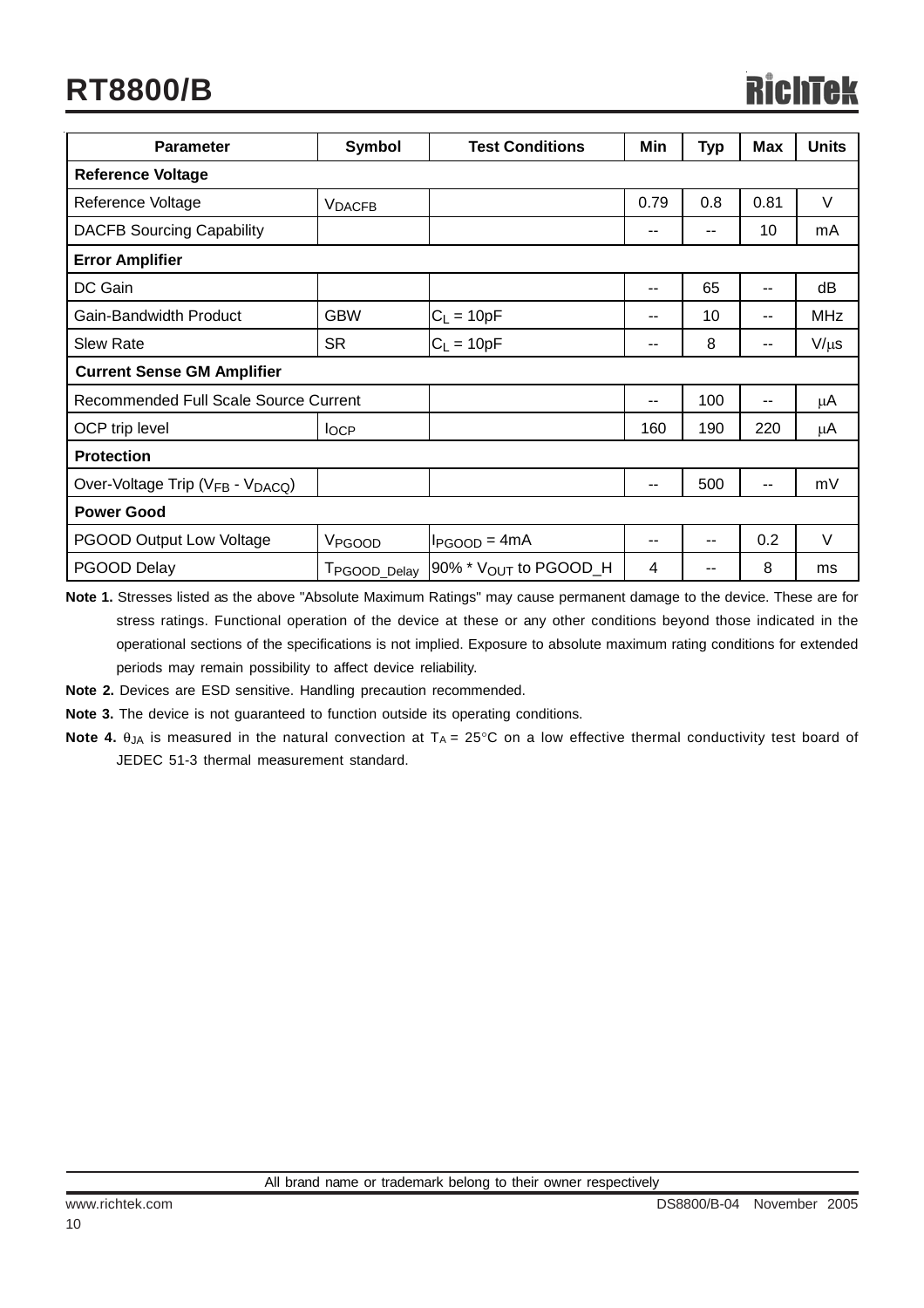| Parameter | Symbol | Test Conditions | Min | Typ | Max | Units |
|---|---|---|---|---|---|---|
| **Reference Voltage** | | | | | | |
| Reference Voltage | $V_{DACFB}$ | | 0.79 | 0.8 | 0.81 | V |
| DACFB Sourcing Capability | | | -- | -- | 10 | mA |
| **Error Amplifier** | | | | | | |
| DC Gain | | | -- | 65 | -- | dB |
| Gain-Bandwidth Product | GBW | $C_L$ = 10pF | -- | 10 | -- | MHz |
| Slew Rate | SR | $C_L$ = 10pF | -- | 8 | -- | V/μs |
| **Current Sense GM Amplifier** | | | | | | |
| Recommended Full Scale Source Current | | | -- | 100 | -- | μA |
| OCP trip level | $I_{OCP}$ | | 160 | 190 | 220 | μA |
| **Protection** | | | | | | |
| Over-Voltage Trip ($V_{FB}$ - $V_{DACQ}$) | | | -- | 500 | -- | mV |
| **Power Good** | | | | | | |
| PGOOD Output Low Voltage | $V_{PGOOD}$ | $I_{PGOOD}$ = 4mA | -- | -- | 0.2 | V |
| PGOOD Delay | $T_{PGOOD\_Delay}$ | 90% * $V_{OUT}$ to PGOOD_H | 4 | -- | 8 | ms |

**Note 1.** Stresses listed as the above "Absolute Maximum Ratings" may cause permanent damage to the device. These are for stress ratings. Functional operation of the device at these or any other conditions beyond those indicated in the operational sections of the specifications is not implied. Exposure to absolute maximum rating conditions for extended periods may remain possibility to affect device reliability.

**Note 2.** Devices are ESD sensitive. Handling precaution recommended.

**Note 3.** The device is not guaranteed to function outside its operating conditions.

**Note 4.** $\theta_{JA}$ is measured in the natural convection at $T_A$ = 25°C on a low effective thermal conductivity test board of JEDEC 51-3 thermal measurement standard.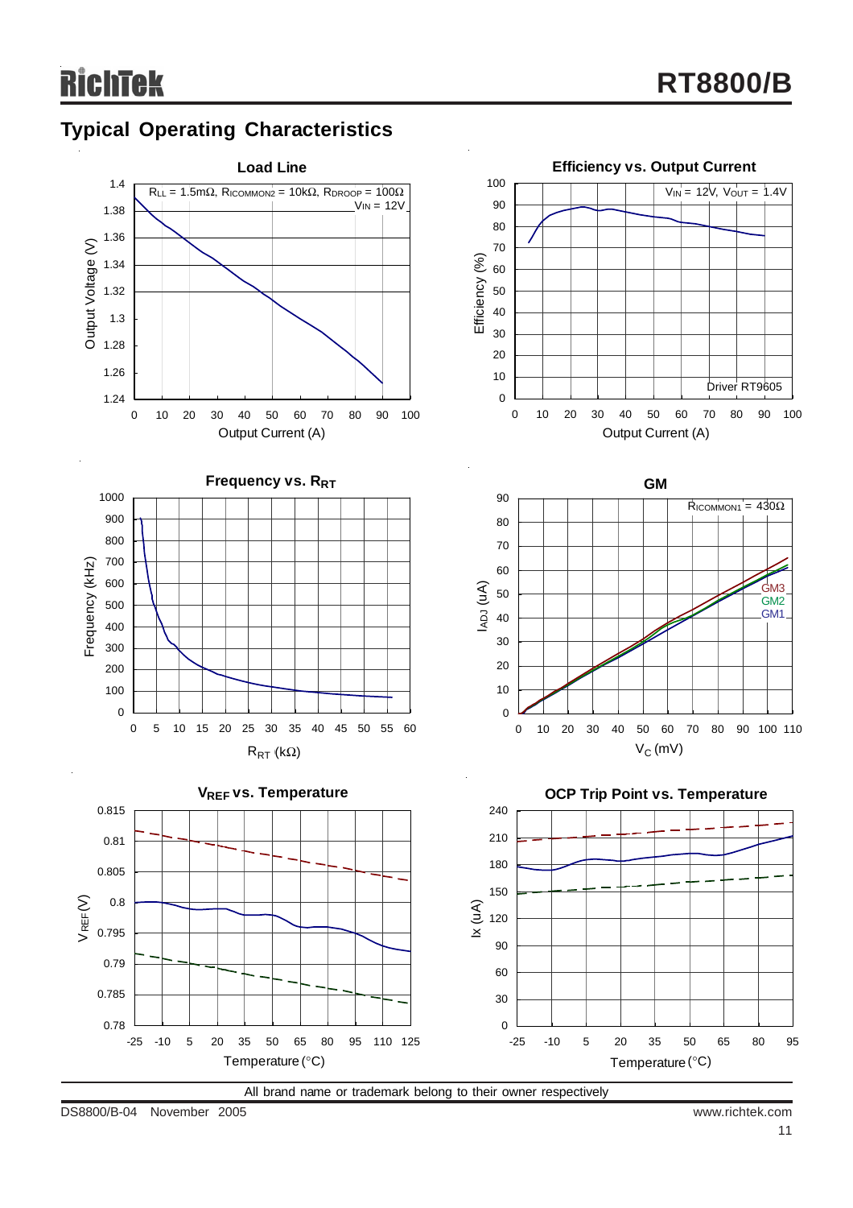## Typical Operating Characteristics

**Load Line**

$R_{LL}$ = 1.5mΩ, $R_{ICOMMON2}$ = 10kΩ, $R_{DROOP}$ = 100Ω

$V_{IN}$ = 12V

Output Voltage (V) vs. Output Current (A)

**Efficiency vs. Output Current**

$V_{IN}$ = 12V, $V_{OUT}$ = 1.4V

Driver RT9605

Efficiency (%) vs. Output Current (A)

**Frequency vs. $R_{RT}$**

Frequency (kHz) vs. $R_{RT}$ (kΩ)

**GM**

$R_{ICOMMON1}$ = 430Ω

GM3, GM2, GM1

$I_{ADJ}$ (uA) vs. $V_C$ (mV)

**$V_{REF}$ vs. Temperature**

$V_{REF}$ (V) vs. Temperature (°C)

**OCP Trip Point vs. Temperature**

Ix (uA) vs. Temperature (°C)

All brand name or trademark belong to their owner respectively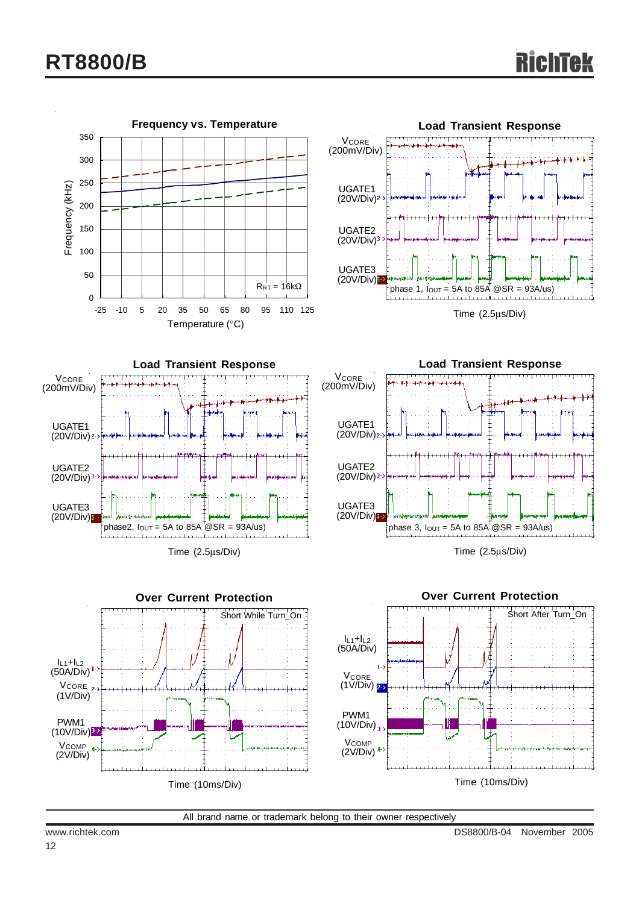**Frequency vs. Temperature**

Frequency (kHz) vs. Temperature (°C), $R_{RT}$ = 16kΩ

**Load Transient Response**

$V_{CORE}$ (200mV/Div), UGATE1 (20V/Div), UGATE2 (20V/Div), UGATE3 (20V/Div)

phase 1, $I_{OUT}$ = 5A to 85A @SR = 93A/us)

Time (2.5μs/Div)

**Load Transient Response**

$V_{CORE}$ (200mV/Div), UGATE1 (20V/Div), UGATE2 (20V/Div), UGATE3 (20V/Div)

phase2, $I_{OUT}$ = 5A to 85A @SR = 93A/us)

Time (2.5μs/Div)

**Load Transient Response**

$V_{CORE}$ (200mV/Div), UGATE1 (20V/Div), UGATE2 (20V/Div), UGATE3 (20V/Div)

phase 3, $I_{OUT}$ = 5A to 85A @SR = 93A/us)

Time (2.5μs/Div)

**Over Current Protection**

Short While Turn_On

$I_{L1}+I_{L2}$ (50A/Div), $V_{CORE}$ (1V/Div), PWM1 (10V/Div), $V_{COMP}$ (2V/Div)

Time (10ms/Div)

**Over Current Protection**

Short After Turn_On

$I_{L1}+I_{L2}$ (50A/Div), $V_{CORE}$ (1V/Div), PWM1 (10V/Div), $V_{COMP}$ (2V/Div)

Time (10ms/Div)

All brand name or trademark belong to their owner respectively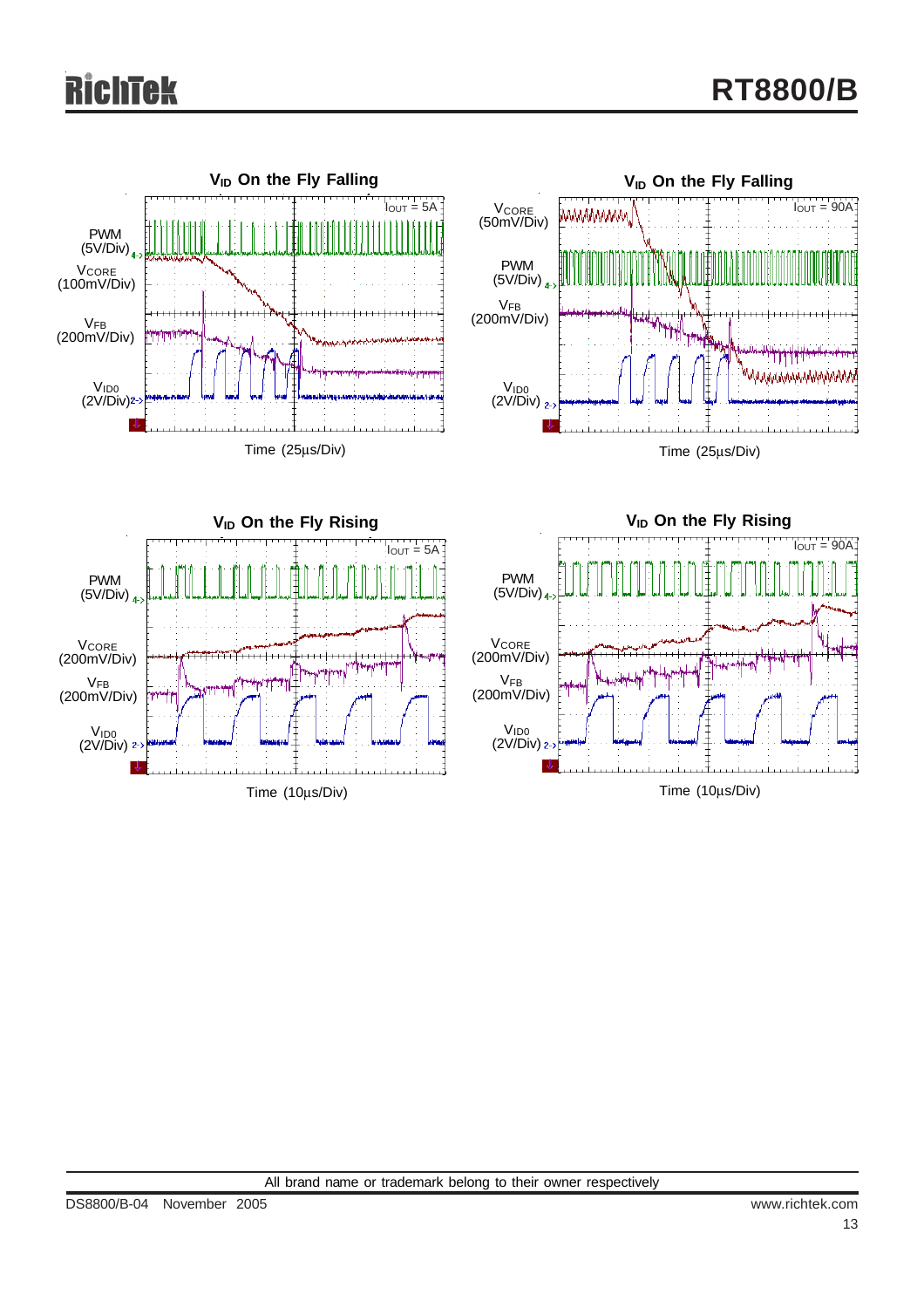### $V_{ID}$ On the Fly Falling

$I_{OUT}$ = 5A

PWM (5V/Div)

$V_{CORE}$ (100mV/Div)

$V_{FB}$ (200mV/Div)

$V_{ID0}$ (2V/Div)

Time (25μs/Div)

### $V_{ID}$ On the Fly Falling

$I_{OUT}$ = 90A

$V_{CORE}$ (50mV/Div)

PWM (5V/Div)

$V_{FB}$ (200mV/Div)

$V_{ID0}$ (2V/Div)

Time (25μs/Div)

### $V_{ID}$ On the Fly Rising

$I_{OUT}$ = 5A

PWM (5V/Div)

$V_{CORE}$ (200mV/Div)

$V_{FB}$ (200mV/Div)

$V_{ID0}$ (2V/Div)

Time (10μs/Div)

### $V_{ID}$ On the Fly Rising

$I_{OUT}$ = 90A

PWM (5V/Div)

$V_{CORE}$ (200mV/Div)

$V_{FB}$ (200mV/Div)

$V_{ID0}$ (2V/Div)

Time (10μs/Div)

All brand name or trademark belong to their owner respectively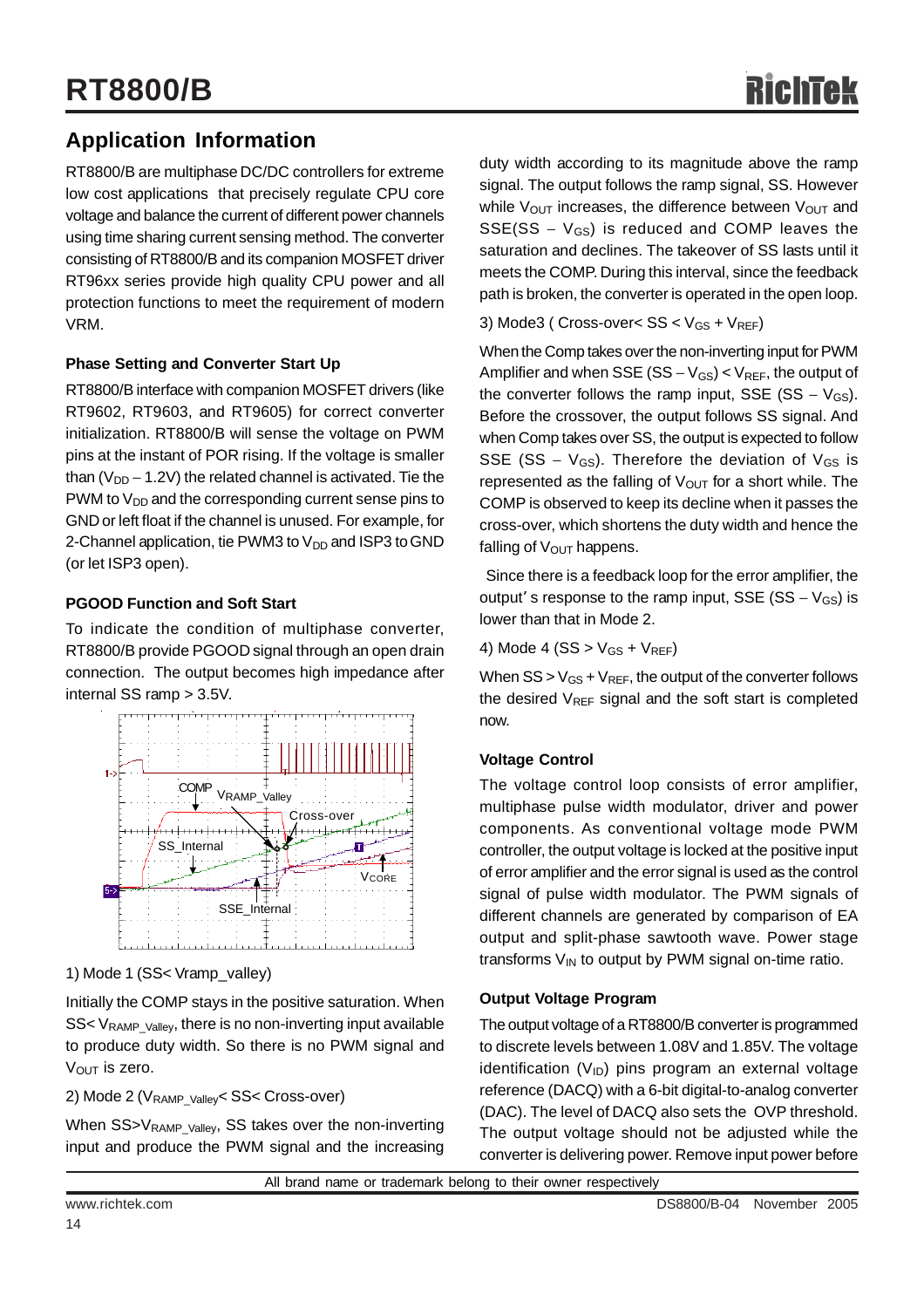## Application Information

RT8800/B are multiphase DC/DC controllers for extreme low cost applications that precisely regulate CPU core voltage and balance the current of different power channels using time sharing current sensing method. The converter consisting of RT8800/B and its companion MOSFET driver RT96xx series provide high quality CPU power and all protection functions to meet the requirement of modern VRM.

### Phase Setting and Converter Start Up

RT8800/B interface with companion MOSFET drivers (like RT9602, RT9603, and RT9605) for correct converter initialization. RT8800/B will sense the voltage on PWM pins at the instant of POR rising. If the voltage is smaller than ($V_{DD}$ − 1.2V) the related channel is activated. Tie the PWM to $V_{DD}$ and the corresponding current sense pins to GND or left float if the channel is unused. For example, for 2-Channel application, tie PWM3 to $V_{DD}$ and ISP3 to GND (or let ISP3 open).

### PGOOD Function and Soft Start

To indicate the condition of multiphase converter, RT8800/B provide PGOOD signal through an open drain connection. The output becomes high impedance after internal SS ramp > 3.5V.

1) Mode 1 (SS< Vramp_valley)

Initially the COMP stays in the positive saturation. When SS< $V_{RAMP\_Valley}$, there is no non-inverting input available to produce duty width. So there is no PWM signal and $V_{OUT}$ is zero.

2) Mode 2 ($V_{RAMP\_Valley}$< SS< Cross-over)

When SS>$V_{RAMP\_Valley}$, SS takes over the non-inverting input and produce the PWM signal and the increasing duty width according to its magnitude above the ramp signal. The output follows the ramp signal, SS. However while $V_{OUT}$ increases, the difference between $V_{OUT}$ and SSE(SS − $V_{GS}$) is reduced and COMP leaves the saturation and declines. The takeover of SS lasts until it meets the COMP. During this interval, since the feedback path is broken, the converter is operated in the open loop.

3) Mode3 ( Cross-over< SS < $V_{GS}$ + $V_{REF}$)

When the Comp takes over the non-inverting input for PWM Amplifier and when SSE (SS − $V_{GS}$) < $V_{REF}$, the output of the converter follows the ramp input, SSE (SS − $V_{GS}$). Before the crossover, the output follows SS signal. And when Comp takes over SS, the output is expected to follow SSE (SS − $V_{GS}$). Therefore the deviation of $V_{GS}$ is represented as the falling of $V_{OUT}$ for a short while. The COMP is observed to keep its decline when it passes the cross-over, which shortens the duty width and hence the falling of $V_{OUT}$ happens.

Since there is a feedback loop for the error amplifier, the output' s response to the ramp input, SSE (SS − $V_{GS}$) is lower than that in Mode 2.

4) Mode 4 (SS > $V_{GS}$ + $V_{REF}$)

When SS > $V_{GS}$ + $V_{REF}$, the output of the converter follows the desired $V_{REF}$ signal and the soft start is completed now.

### Voltage Control

The voltage control loop consists of error amplifier, multiphase pulse width modulator, driver and power components. As conventional voltage mode PWM controller, the output voltage is locked at the positive input of error amplifier and the error signal is used as the control signal of pulse width modulator. The PWM signals of different channels are generated by comparison of EA output and split-phase sawtooth wave. Power stage transforms $V_{IN}$ to output by PWM signal on-time ratio.

### Output Voltage Program

The output voltage of a RT8800/B converter is programmed to discrete levels between 1.08V and 1.85V. The voltage identification ($V_{ID}$) pins program an external voltage reference (DACQ) with a 6-bit digital-to-analog converter (DAC). The level of DACQ also sets the OVP threshold. The output voltage should not be adjusted while the converter is delivering power. Remove input power before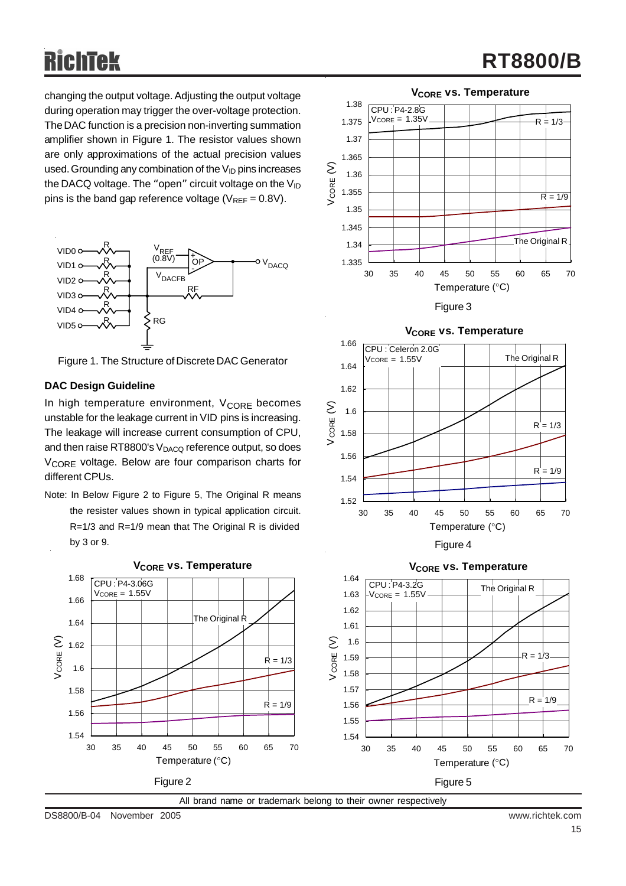changing the output voltage. Adjusting the output voltage during operation may trigger the over-voltage protection. The DAC function is a precision non-inverting summation amplifier shown in Figure 1. The resistor values shown are only approximations of the actual precision values used. Grounding any combination of the $V_{ID}$ pins increases the DACQ voltage. The "open" circuit voltage on the $V_{ID}$ pins is the band gap reference voltage ($V_{REF}$ = 0.8V).

Figure 1. The Structure of Discrete DAC Generator

### DAC Design Guideline

In high temperature environment, $V_{CORE}$ becomes unstable for the leakage current in VID pins is increasing. The leakage will increase current consumption of CPU, and then raise RT8800's $V_{DACQ}$ reference output, so does $V_{CORE}$ voltage. Below are four comparison charts for different CPUs.

Note: In Below Figure 2 to Figure 5, The Original R means the resister values shown in typical application circuit. R=1/3 and R=1/9 mean that The Original R is divided by 3 or 9.

Figure 2

Figure 3

Figure 4

Figure 5

All brand name or trademark belong to their owner respectively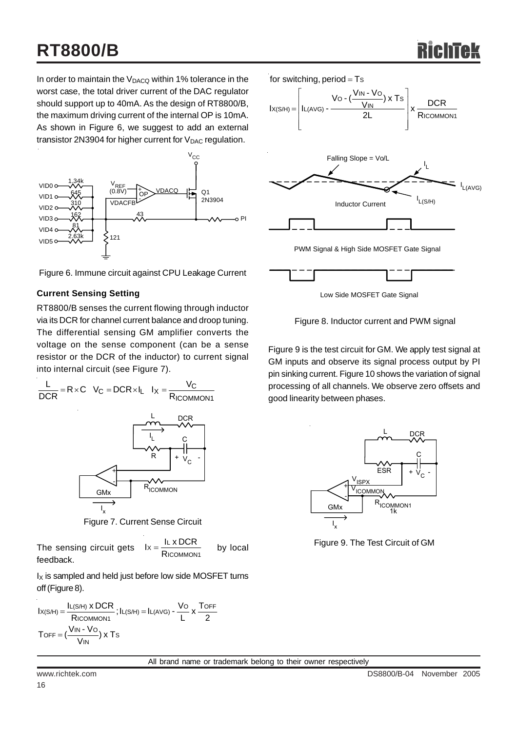In order to maintain the $V_{DACQ}$ within 1% tolerance in the worst case, the total driver current of the DAC regulator should support up to 40mA. As the design of RT8800/B, the maximum driving current of the internal OP is 10mA. As shown in Figure 6, we suggest to add an external transistor 2N3904 for higher current for $V_{DAC}$ regulation.

Figure 6. Immune circuit against CPU Leakage Current

### Current Sensing Setting

RT8800/B senses the current flowing through inductor via its DCR for channel current balance and droop tuning. The differential sensing GM amplifier converts the voltage on the sense component (can be a sense resistor or the DCR of the inductor) to current signal into internal circuit (see Figure 7).

$$\frac{L}{DCR} = R \times C \quad V_C = DCR \times I_L \quad I_X = \frac{V_C}{R_{ICOMMON1}}$$

Figure 7. Current Sense Circuit

The sensing circuit gets $I_X = \frac{I_L \times DCR}{R_{ICOMMON1}}$ by local feedback.

$I_X$ is sampled and held just before low side MOSFET turns off (Figure 8).

$$I_{X(S/H)} = \frac{I_{L(S/H)} \times DCR}{R_{ICOMMON1}} ; I_{L(S/H)} = I_{L(AVG)} - \frac{V_O}{L} \times \frac{T_{OFF}}{2}$$

$$T_{OFF} = \left(\frac{V_{IN} - V_O}{V_{IN}}\right) \times T_S$$

for switching, period = Ts

$$I_{X(S/H)} = \left[ I_{L(AVG)} - \frac{V_O - \left(\frac{V_{IN} - V_O}{V_{IN}}\right) \times T_S}{2L} \right] \times \frac{DCR}{R_{ICOMMON1}}$$

Figure 8. Inductor current and PWM signal

Figure 9 is the test circuit for GM. We apply test signal at GM inputs and observe its signal process output by PI pin sinking current. Figure 10 shows the variation of signal processing of all channels. We observe zero offsets and good linearity between phases.

Figure 9. The Test Circuit of GM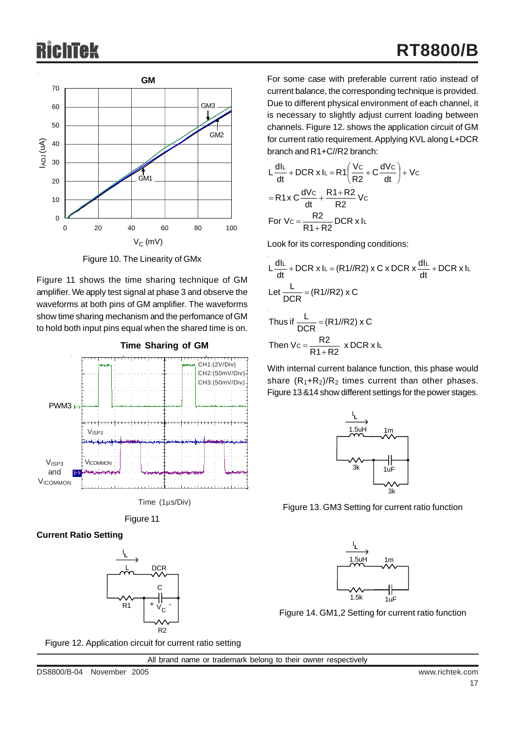Figure 10. The Linearity of GMx

Figure 11 shows the time sharing technique of GM amplifier. We apply test signal at phase 3 and observe the waveforms at both pins of GM amplifier. The waveforms show time sharing mechanism and the perfomance of GM to hold both input pins equal when the shared time is on.

Figure 11

**Current Ratio Setting**

Figure 12. Application circuit for current ratio setting

For some case with preferable current ratio instead of current balance, the corresponding technique is provided. Due to different physical environment of each channel, it is necessary to slightly adjust current loading between channels. Figure 12. shows the application circuit of GM for current ratio requirement. Applying KVL along L+DCR branch and R1+C//R2 branch:

$$L\frac{dI_L}{dt} + DCR \times I_L = R1\left(\frac{V_C}{R2} + C\frac{dV_C}{dt}\right) + V_C$$

$$= R1 \times C\frac{dV_C}{dt} + \frac{R1+R2}{R2}V_C$$

$$\text{For } V_C = \frac{R2}{R1+R2}DCR \times I_L$$

Look for its corresponding conditions:

$$L\frac{dI_L}{dt} + DCR \times I_L = (R1//R2) \times C \times DCR \times \frac{dI_L}{dt} + DCR \times I_L$$

$$\text{Let } \frac{L}{DCR} = (R1//R2) \times C$$

$$\text{Thus if } \frac{L}{DCR} = (R1//R2) \times C$$

$$\text{Then } V_C = \frac{R2}{R1+R2} \times DCR \times I_L$$

With internal current balance function, this phase would share $(R_1+R_2)/R_2$ times current than other phases. Figure 13 &14 show different settings for the power stages.

Figure 13. GM3 Setting for current ratio function

Figure 14. GM1,2 Setting for current ratio function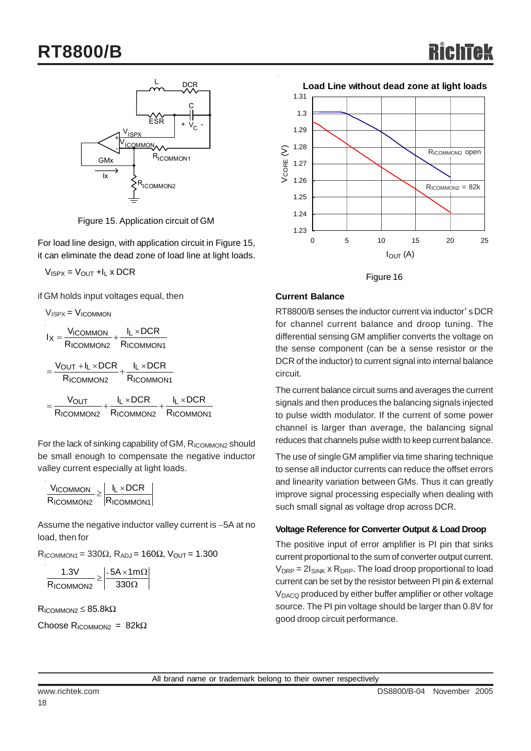Figure 15. Application circuit of GM

For load line design, with application circuit in Figure 15, it can eliminate the dead zone of load line at light loads.

$V_{ISPX} = V_{OUT} + I_L \times DCR$

if GM holds input voltages equal, then

$V_{ISPX} = V_{ICOMMON}$

$$I_X = \frac{V_{ICOMMON}}{R_{ICOMMON2}} + \frac{I_L \times DCR}{R_{ICOMMON1}}$$

$$= \frac{V_{OUT} + I_L \times DCR}{R_{ICOMMON2}} + \frac{I_L \times DCR}{R_{ICOMMON1}}$$

$$= \frac{V_{OUT}}{R_{ICOMMON2}} + \frac{I_L \times DCR}{R_{ICOMMON2}} + \frac{I_L \times DCR}{R_{ICOMMON1}}$$

For the lack of sinking capability of GM, $R_{ICOMMON2}$ should be small enough to compensate the negative inductor valley current especially at light loads.

$$\frac{V_{ICOMMON}}{R_{ICOMMON2}} \geq \left| \frac{I_L \times DCR}{R_{ICOMMON1}} \right|$$

Assume the negative inductor valley current is −5A at no load, then for

$R_{ICOMMON1} = 330\Omega$, $R_{ADJ} = 160\Omega$, $V_{OUT} = 1.300$

$$\frac{1.3V}{R_{ICOMMON2}} \geq \left| \frac{-5A \times 1m\Omega}{330\Omega} \right|$$

$R_{ICOMMON2} \leq 85.8k\Omega$

Choose $R_{ICOMMON2} = 82k\Omega$

Figure 16

### Current Balance

RT8800/B senses the inductor current via inductor's DCR for channel current balance and droop tuning. The differential sensing GM amplifier converts the voltage on the sense component (can be a sense resistor or the DCR of the inductor) to current signal into internal balance circuit.

The current balance circuit sums and averages the current signals and then produces the balancing signals injected to pulse width modulator. If the current of some power channel is larger than average, the balancing signal reduces that channels pulse width to keep current balance.

The use of single GM amplifier via time sharing technique to sense all inductor currents can reduce the offset errors and linearity variation between GMs. Thus it can greatly improve signal processing especially when dealing with such small signal as voltage drop across DCR.

### Voltage Reference for Converter Output & Load Droop

The positive input of error amplifier is PI pin that sinks current proportional to the sum of converter output current. $V_{DRP} = 2I_{SINK} \times R_{DRP}$. The load droop proportional to load current can be set by the resistor between PI pin & external $V_{DACQ}$ produced by either buffer amplifier or other voltage source. The PI pin voltage should be larger than 0.8V for good droop circuit performance.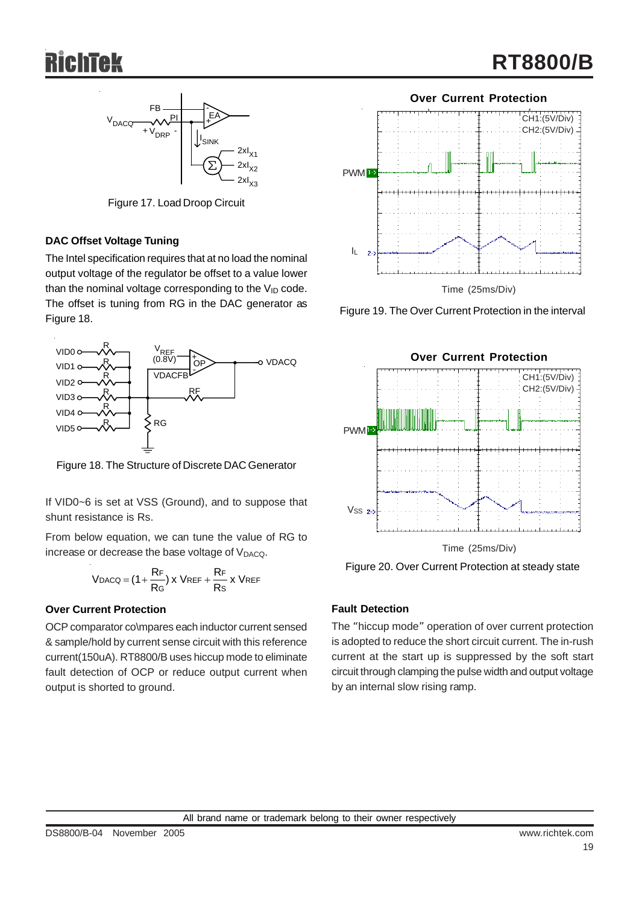Figure 17. Load Droop Circuit

### DAC Offset Voltage Tuning

The Intel specification requires that at no load the nominal output voltage of the regulator be offset to a value lower than the nominal voltage corresponding to the $V_{ID}$ code. The offset is tuning from RG in the DAC generator as Figure 18.

Figure 18. The Structure of Discrete DAC Generator

If VID0~6 is set at VSS (Ground), and to suppose that shunt resistance is Rs.

From below equation, we can tune the value of RG to increase or decrease the base voltage of $V_{DACQ}$.

$$V_{DACQ} = (1 + \frac{R_F}{R_G}) \times V_{REF} + \frac{R_F}{R_S} \times V_{REF}$$

### Over Current Protection

OCP comparator co\mpares each inductor current sensed & sample/hold by current sense circuit with this reference current(150uA). RT8800/B uses hiccup mode to eliminate fault detection of OCP or reduce output current when output is shorted to ground.

Figure 19. The Over Current Protection in the interval

Figure 20. Over Current Protection at steady state

### Fault Detection

The "hiccup mode" operation of over current protection is adopted to reduce the short circuit current. The in-rush current at the start up is suppressed by the soft start circuit through clamping the pulse width and output voltage by an internal slow rising ramp.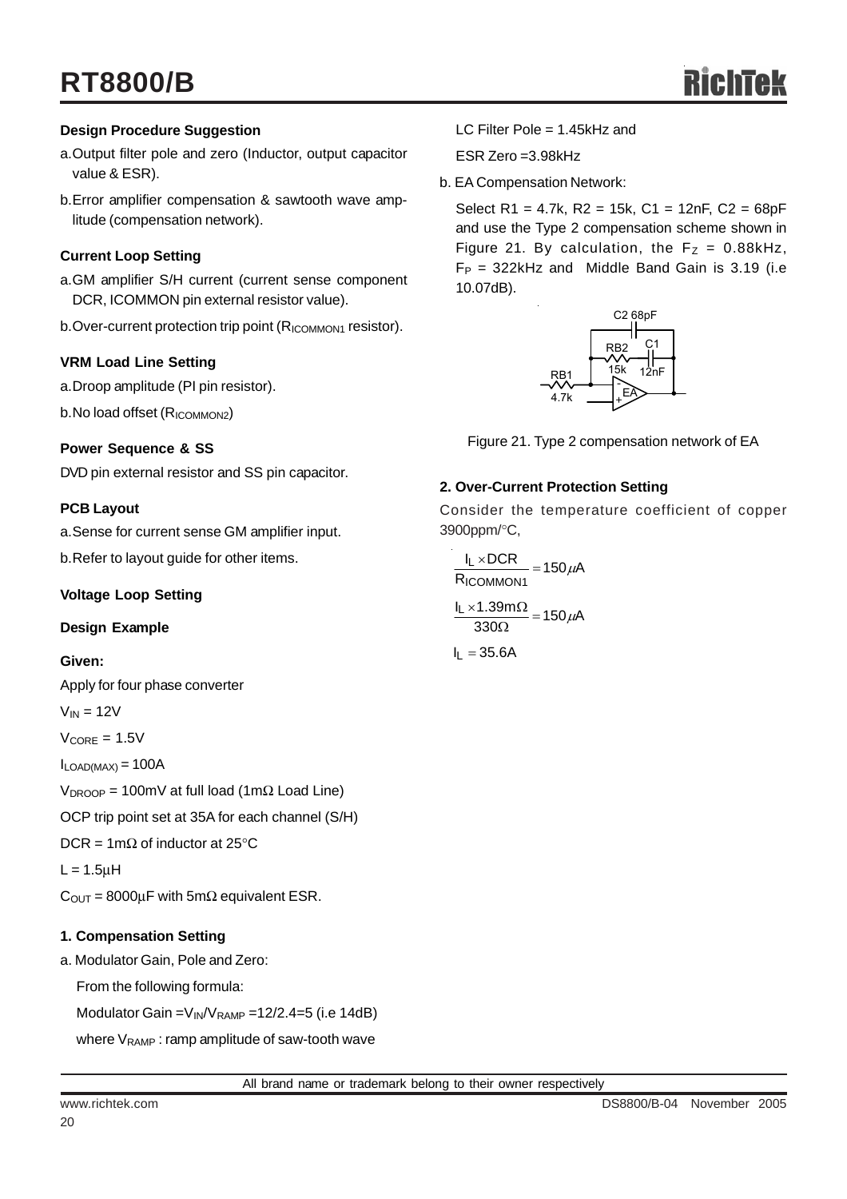**Design Procedure Suggestion**

a. Output filter pole and zero (Inductor, output capacitor value & ESR).

b. Error amplifier compensation & sawtooth wave amplitude (compensation network).

**Current Loop Setting**

a. GM amplifier S/H current (current sense component DCR, ICOMMON pin external resistor value).

b. Over-current protection trip point ($R_{ICOMMON1}$ resistor).

**VRM Load Line Setting**

a. Droop amplitude (PI pin resistor).

b. No load offset ($R_{ICOMMON2}$)

**Power Sequence & SS**

DVD pin external resistor and SS pin capacitor.

**PCB Layout**

a. Sense for current sense GM amplifier input.

b. Refer to layout guide for other items.

**Voltage Loop Setting**

**Design Example**

**Given:**

Apply for four phase converter

$V_{IN}$ = 12V

$V_{CORE}$ = 1.5V

$I_{LOAD(MAX)}$ = 100A

$V_{DROOP}$ = 100mV at full load (1mΩ Load Line)

OCP trip point set at 35A for each channel (S/H)

DCR = 1mΩ of inductor at 25°C

L = 1.5μH

$C_{OUT}$ = 8000μF with 5mΩ equivalent ESR.

**1. Compensation Setting**

a. Modulator Gain, Pole and Zero:

From the following formula:

Modulator Gain = $V_{IN}/V_{RAMP}$ = 12/2.4 = 5 (i.e 14dB)

where $V_{RAMP}$ : ramp amplitude of saw-tooth wave

LC Filter Pole = 1.45kHz and

ESR Zero = 3.98kHz

b. EA Compensation Network:

Select R1 = 4.7k, R2 = 15k, C1 = 12nF, C2 = 68pF and use the Type 2 compensation scheme shown in Figure 21. By calculation, the $F_Z$ = 0.88kHz, $F_P$ = 322kHz and Middle Band Gain is 3.19 (i.e 10.07dB).

Figure 21. Type 2 compensation network of EA

**2. Over-Current Protection Setting**

Consider the temperature coefficient of copper 3900ppm/°C,

$$\frac{I_L \times DCR}{R_{ICOMMON1}} = 150\mu A$$

$$\frac{I_L \times 1.39m\Omega}{330\Omega} = 150\mu A$$

$$I_L = 35.6A$$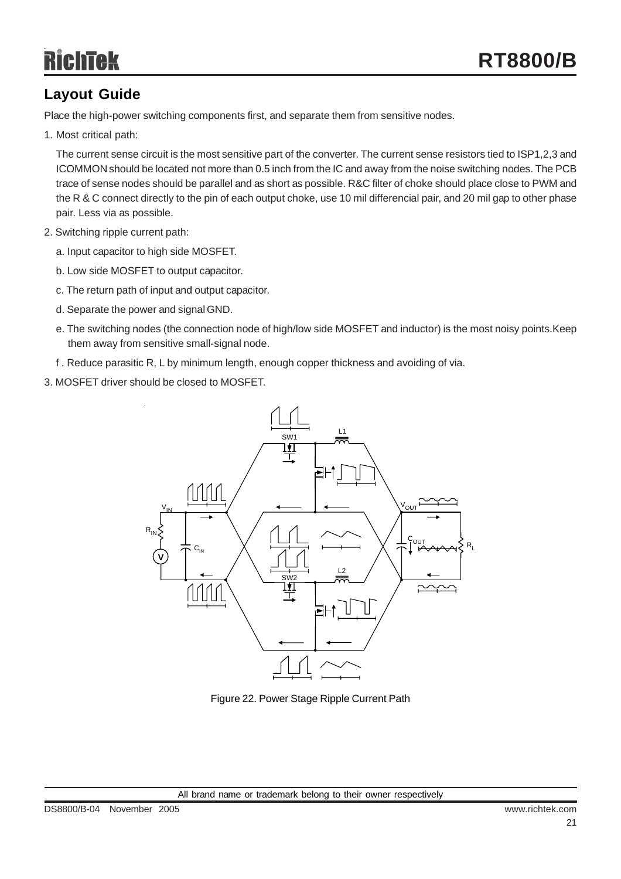## Layout Guide

Place the high-power switching components first, and separate them from sensitive nodes.

1. Most critical path:

   The current sense circuit is the most sensitive part of the converter. The current sense resistors tied to ISP1,2,3 and ICOMMON should be located not more than 0.5 inch from the IC and away from the noise switching nodes. The PCB trace of sense nodes should be parallel and as short as possible. R&C filter of choke should place close to PWM and the R & C connect directly to the pin of each output choke, use 10 mil differencial pair, and 20 mil gap to other phase pair. Less via as possible.

2. Switching ripple current path:

   a. Input capacitor to high side MOSFET.

   b. Low side MOSFET to output capacitor.

   c. The return path of input and output capacitor.

   d. Separate the power and signal GND.

   e. The switching nodes (the connection node of high/low side MOSFET and inductor) is the most noisy points.Keep them away from sensitive small-signal node.

   f . Reduce parasitic R, L by minimum length, enough copper thickness and avoiding of via.

3. MOSFET driver should be closed to MOSFET.

Figure 22. Power Stage Ripple Current Path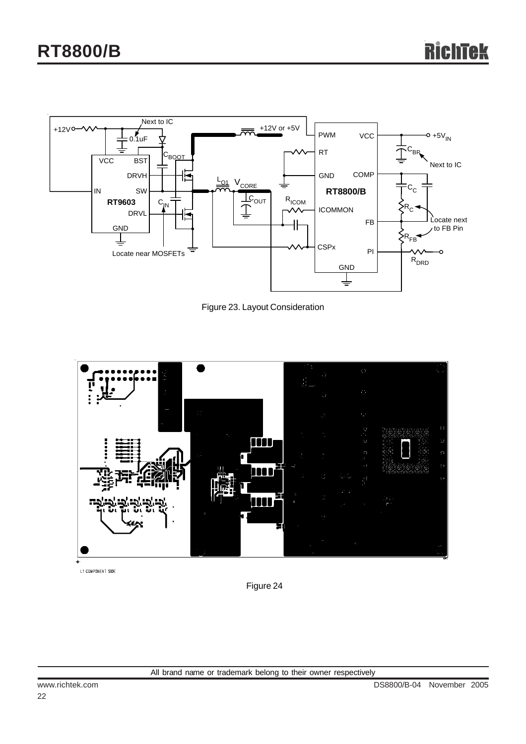Figure 23. Layout Consideration

Figure 24

All brand name or trademark belong to their owner respectively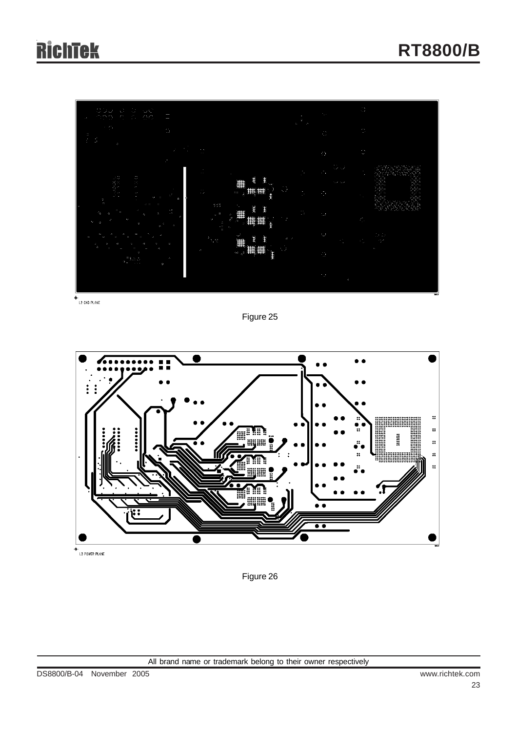L2 GND PLANE

Figure 25

L3 POWER PLANE

Figure 26

All brand name or trademark belong to their owner respectively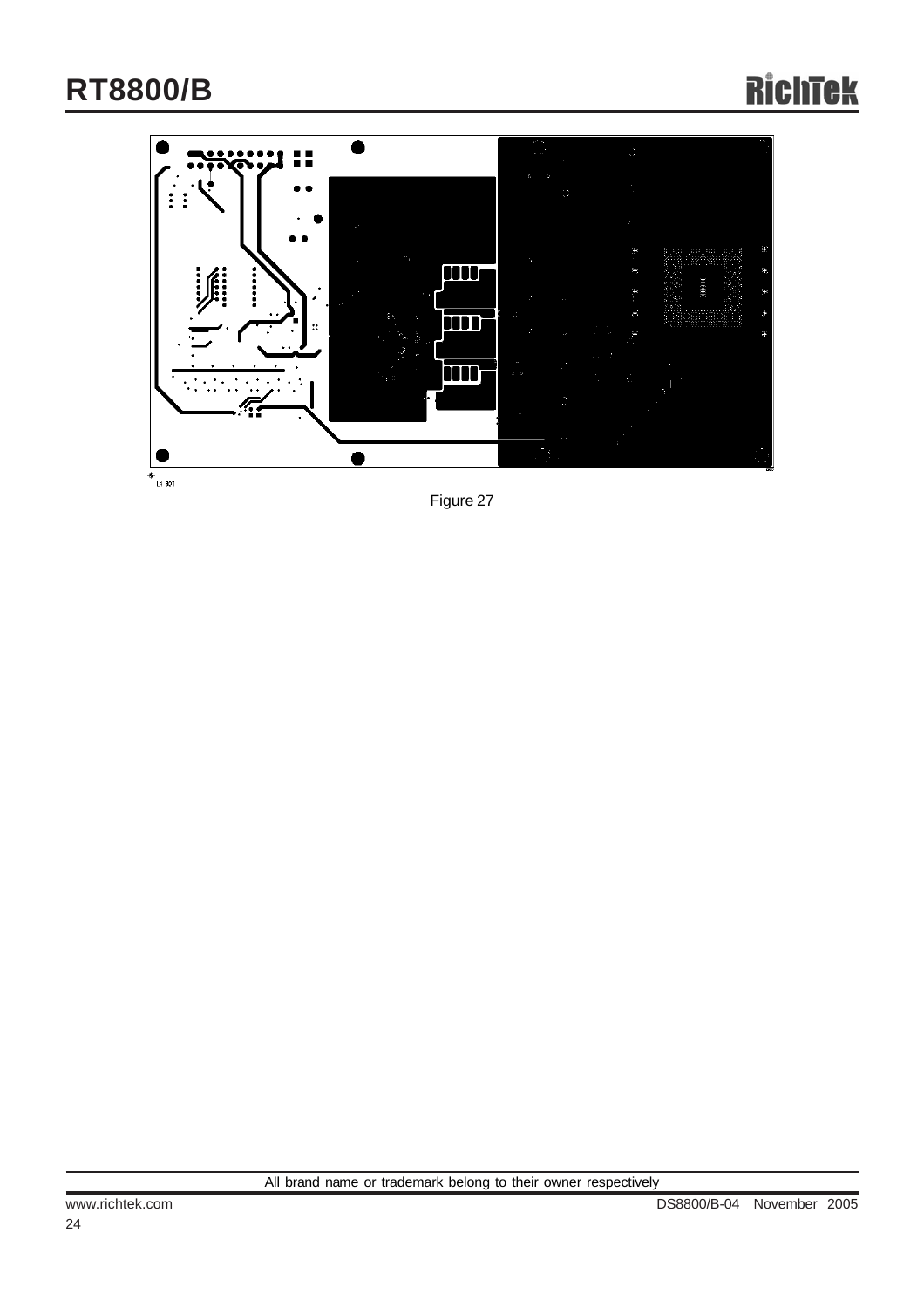Figure 27

All brand name or trademark belong to their owner respectively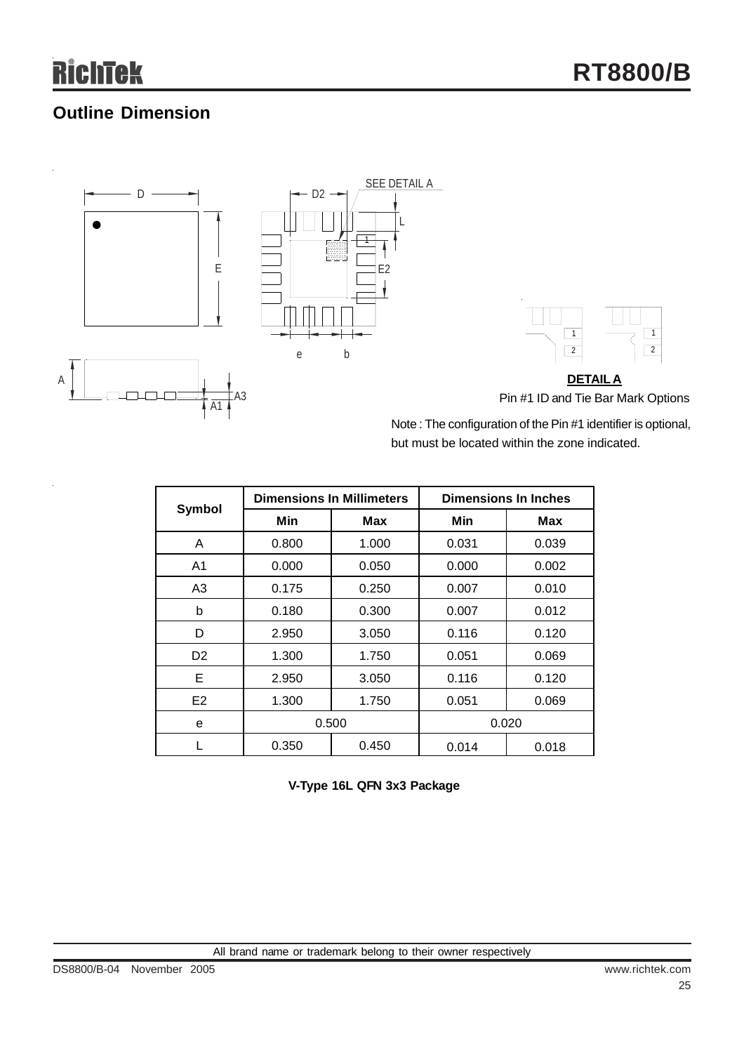## Outline Dimension

**DETAIL A**

Pin #1 ID and Tie Bar Mark Options

Note : The configuration of the Pin #1 identifier is optional, but must be located within the zone indicated.

| Symbol | Dimensions In Millimeters | | Dimensions In Inches | |
|---|---|---|---|---|
| | Min | Max | Min | Max |
| A | 0.800 | 1.000 | 0.031 | 0.039 |
| A1 | 0.000 | 0.050 | 0.000 | 0.002 |
| A3 | 0.175 | 0.250 | 0.007 | 0.010 |
| b | 0.180 | 0.300 | 0.007 | 0.012 |
| D | 2.950 | 3.050 | 0.116 | 0.120 |
| D2 | 1.300 | 1.750 | 0.051 | 0.069 |
| E | 2.950 | 3.050 | 0.116 | 0.120 |
| E2 | 1.300 | 1.750 | 0.051 | 0.069 |
| e | 0.500 | | 0.020 | |
| L | 0.350 | 0.450 | 0.014 | 0.018 |

**V-Type 16L QFN 3x3 Package**

All brand name or trademark belong to their owner respectively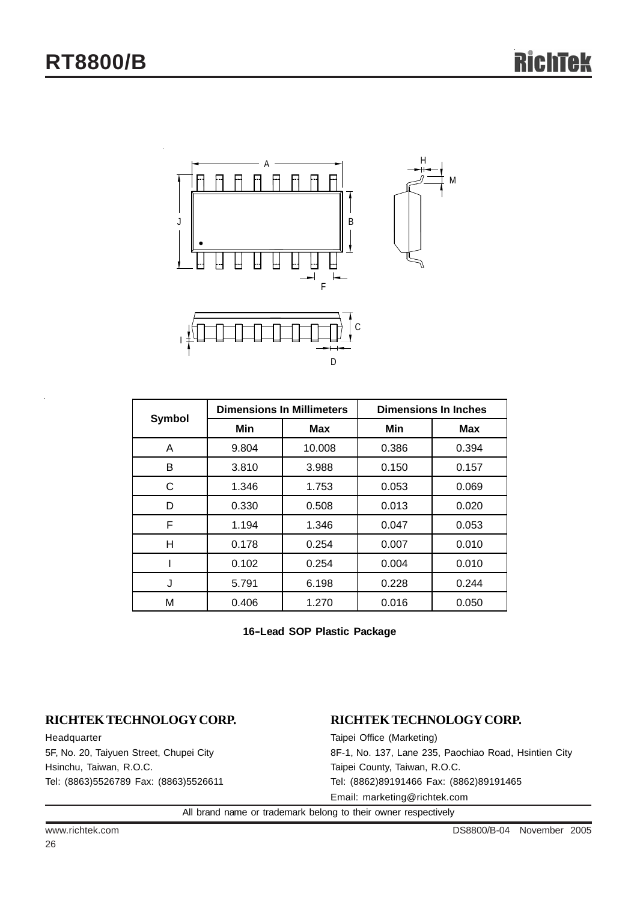A

H

M

J

B

F

C

I

D

| Symbol | Dimensions In Millimeters | | Dimensions In Inches | |
|---|---|---|---|---|
| | Min | Max | Min | Max |
| A | 9.804 | 10.008 | 0.386 | 0.394 |
| B | 3.810 | 3.988 | 0.150 | 0.157 |
| C | 1.346 | 1.753 | 0.053 | 0.069 |
| D | 0.330 | 0.508 | 0.013 | 0.020 |
| F | 1.194 | 1.346 | 0.047 | 0.053 |
| H | 0.178 | 0.254 | 0.007 | 0.010 |
| I | 0.102 | 0.254 | 0.004 | 0.010 |
| J | 5.791 | 6.198 | 0.228 | 0.244 |
| M | 0.406 | 1.270 | 0.016 | 0.050 |

**16-Lead SOP Plastic Package**

**RICHTEK TECHNOLOGY CORP.**

Headquarter
5F, No. 20, Taiyuen Street, Chupei City
Hsinchu, Taiwan, R.O.C.
Tel: (8863)5526789 Fax: (8863)5526611

**RICHTEK TECHNOLOGY CORP.**

Taipei Office (Marketing)
8F-1, No. 137, Lane 235, Paochiao Road, Hsintien City
Taipei County, Taiwan, R.O.C.
Tel: (8862)89191466 Fax: (8862)89191465
Email: marketing@richtek.com

All brand name or trademark belong to their owner respectively